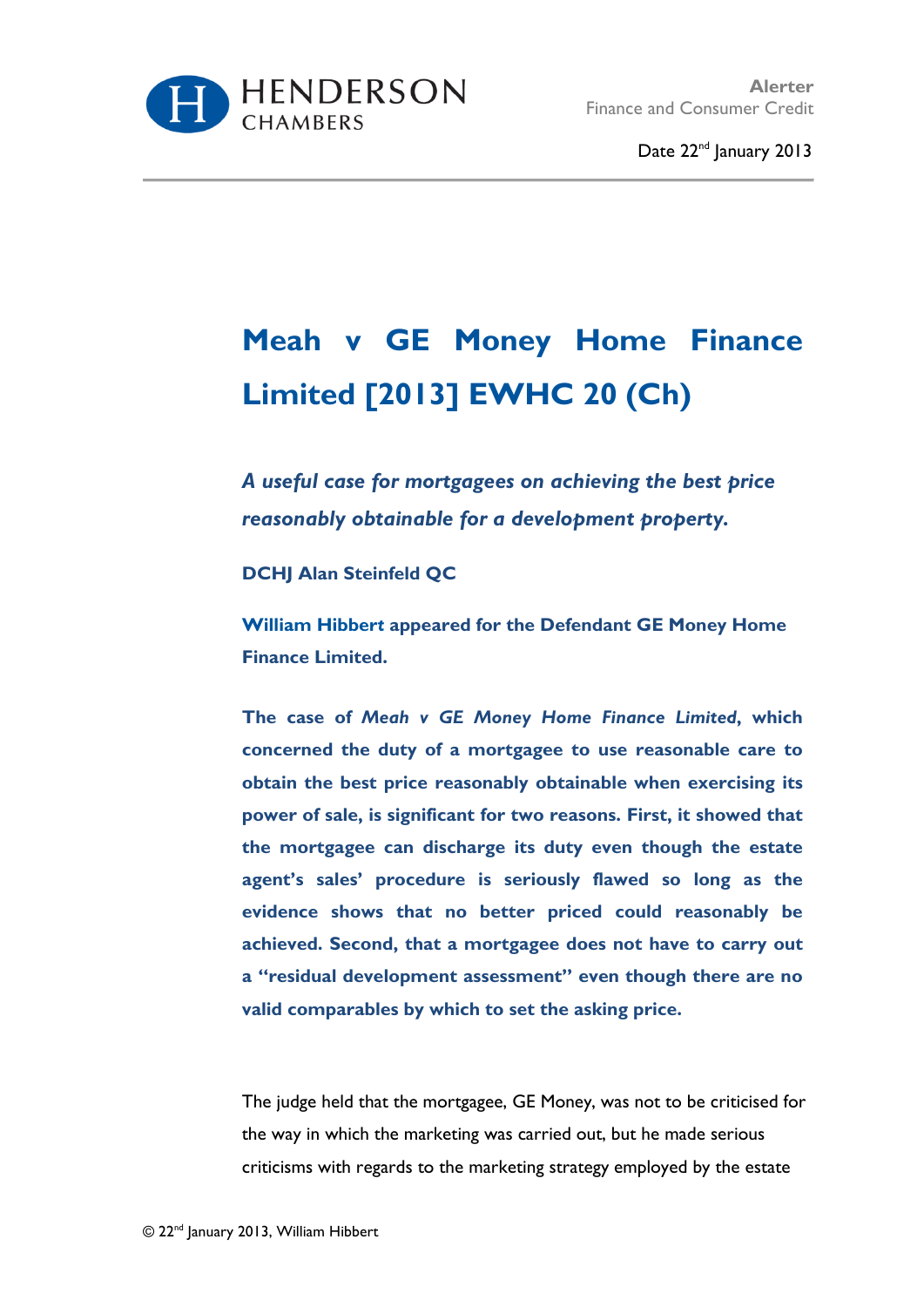Alerter
Finance and Consumer Credit

Date 22nd January 2013

# Meah v GE Money Home Finance Limited [2013] EWHC 20 (Ch)

***A useful case for mortgagees on achieving the best price reasonably obtainable for a development property.***

**DCHJ Alan Steinfeld QC**

**William Hibbert appeared for the Defendant GE Money Home Finance Limited.**

**The case of *Meah v GE Money Home Finance Limited*, which concerned the duty of a mortgagee to use reasonable care to obtain the best price reasonably obtainable when exercising its power of sale, is significant for two reasons. First, it showed that the mortgagee can discharge its duty even though the estate agent's sales' procedure is seriously flawed so long as the evidence shows that no better priced could reasonably be achieved. Second, that a mortgagee does not have to carry out a "residual development assessment" even though there are no valid comparables by which to set the asking price.**

The judge held that the mortgagee, GE Money, was not to be criticised for the way in which the marketing was carried out, but he made serious criticisms with regards to the marketing strategy employed by the estate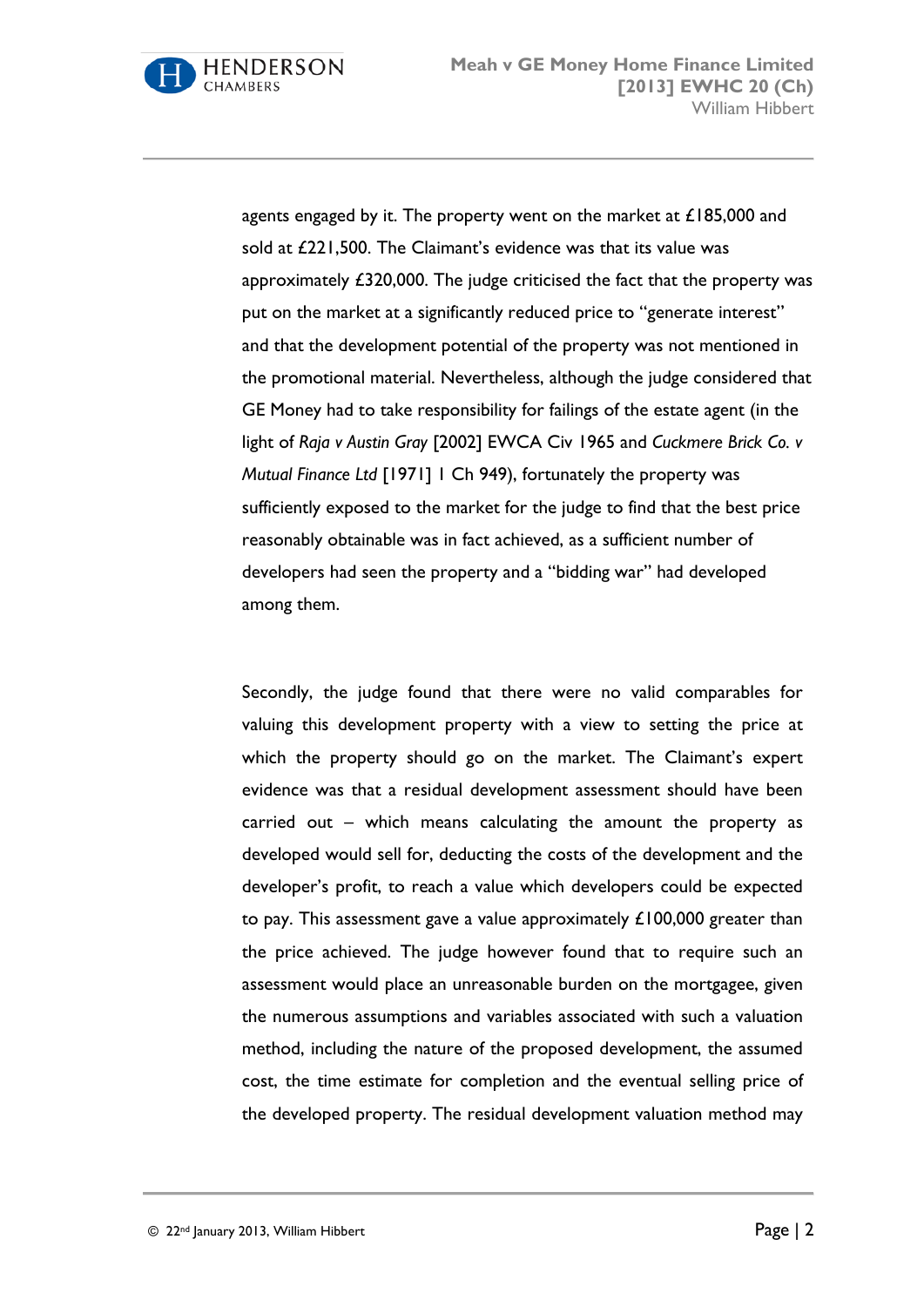agents engaged by it. The property went on the market at £185,000 and sold at £221,500. The Claimant's evidence was that its value was approximately £320,000. The judge criticised the fact that the property was put on the market at a significantly reduced price to "generate interest" and that the development potential of the property was not mentioned in the promotional material. Nevertheless, although the judge considered that GE Money had to take responsibility for failings of the estate agent (in the light of *Raja v Austin Gray* [2002] EWCA Civ 1965 and *Cuckmere Brick Co. v Mutual Finance Ltd* [1971] 1 Ch 949), fortunately the property was sufficiently exposed to the market for the judge to find that the best price reasonably obtainable was in fact achieved, as a sufficient number of developers had seen the property and a "bidding war" had developed among them.

Secondly, the judge found that there were no valid comparables for valuing this development property with a view to setting the price at which the property should go on the market. The Claimant's expert evidence was that a residual development assessment should have been carried out – which means calculating the amount the property as developed would sell for, deducting the costs of the development and the developer's profit, to reach a value which developers could be expected to pay. This assessment gave a value approximately £100,000 greater than the price achieved. The judge however found that to require such an assessment would place an unreasonable burden on the mortgagee, given the numerous assumptions and variables associated with such a valuation method, including the nature of the proposed development, the assumed cost, the time estimate for completion and the eventual selling price of the developed property. The residual development valuation method may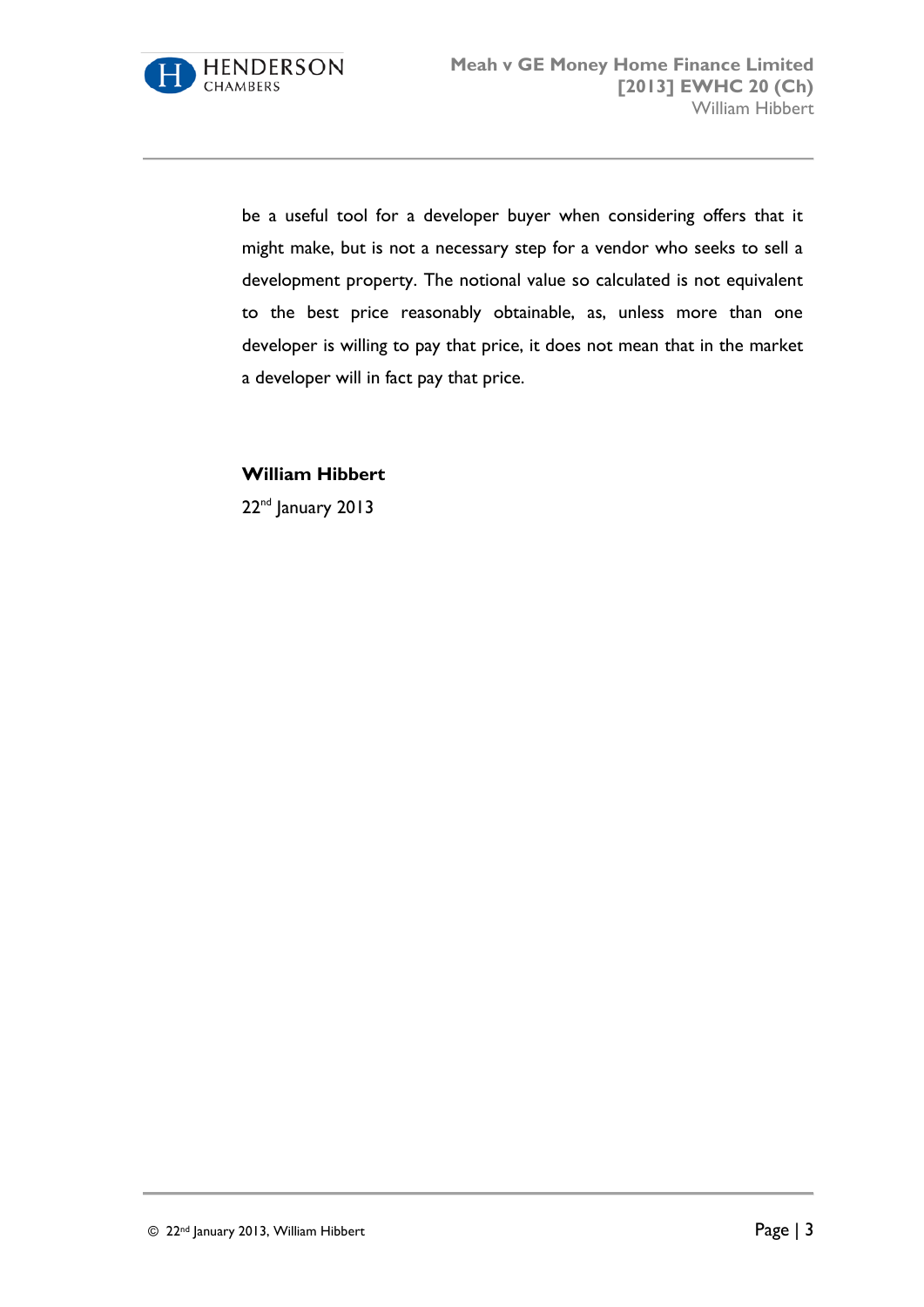be a useful tool for a developer buyer when considering offers that it might make, but is not a necessary step for a vendor who seeks to sell a development property. The notional value so calculated is not equivalent to the best price reasonably obtainable, as, unless more than one developer is willing to pay that price, it does not mean that in the market a developer will in fact pay that price.

**William Hibbert**

22nd January 2013